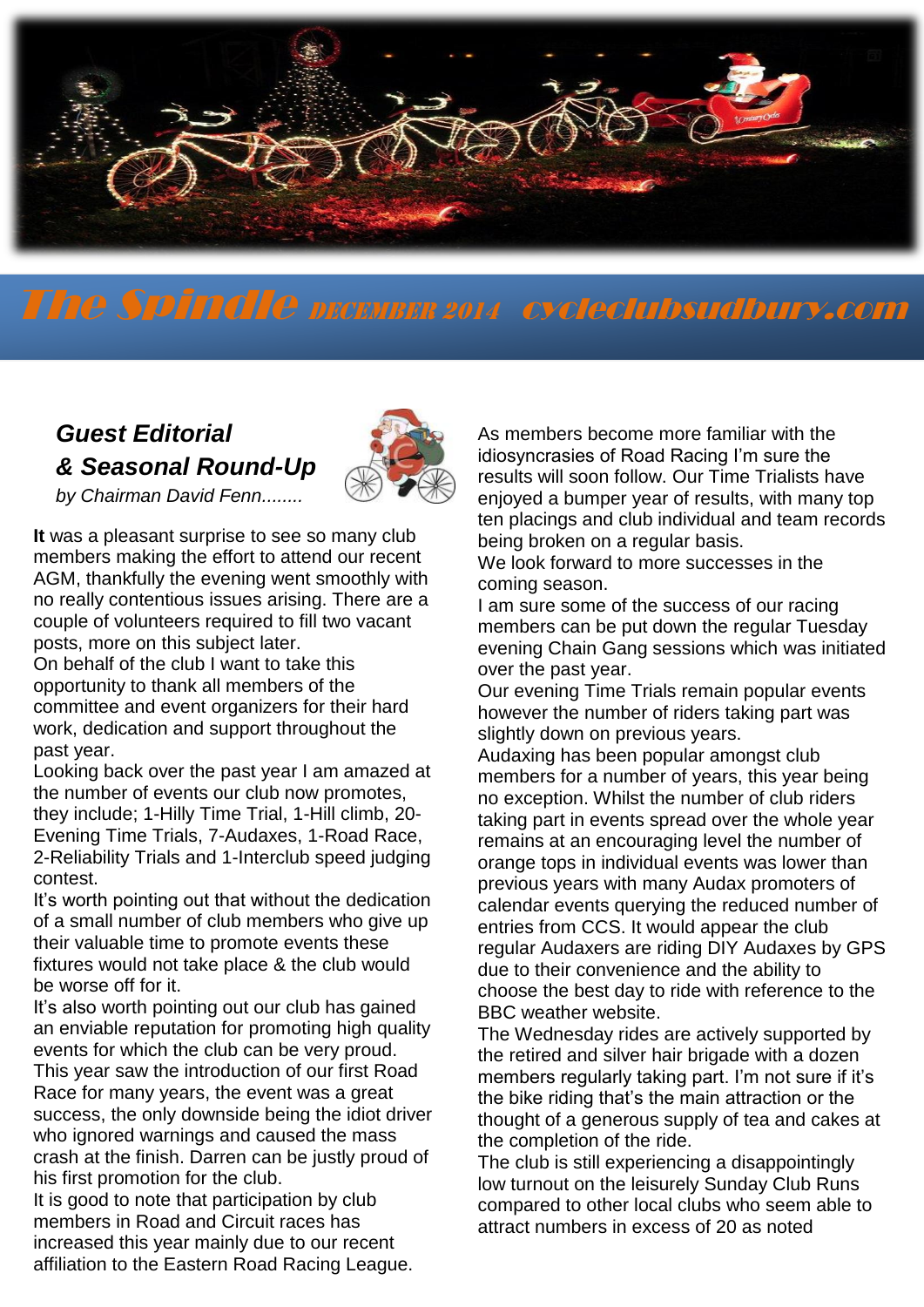# The Spindle DECEMBER 2014 cycleclubsudbury.com

## Guest Editorial & Seasonal Round-Up

*by Chairman David Fenn........*

**It** was a pleasant surprise to see so many club members making the effort to attend our recent AGM, thankfully the evening went smoothly with no really contentious issues arising. There are a couple of volunteers required to fill two vacant posts, more on this subject later.

On behalf of the club I want to take this opportunity to thank all members of the committee and event organizers for their hard work, dedication and support throughout the past year.

Looking back over the past year I am amazed at the number of events our club now promotes, they include; 1-Hilly Time Trial, 1-Hill climb, 20-Evening Time Trials, 7-Audaxes, 1-Road Race, 2-Reliability Trials and 1-Interclub speed judging contest.

It's worth pointing out that without the dedication of a small number of club members who give up their valuable time to promote events these fixtures would not take place & the club would be worse off for it.

It's also worth pointing out our club has gained an enviable reputation for promoting high quality events for which the club can be very proud.

This year saw the introduction of our first Road Race for many years, the event was a great success, the only downside being the idiot driver who ignored warnings and caused the mass crash at the finish. Darren can be justly proud of his first promotion for the club.

It is good to note that participation by club members in Road and Circuit races has increased this year mainly due to our recent affiliation to the Eastern Road Racing League.

As members become more familiar with the idiosyncrasies of Road Racing I'm sure the results will soon follow. Our Time Trialists have enjoyed a bumper year of results, with many top ten placings and club individual and team records being broken on a regular basis.

We look forward to more successes in the coming season.

I am sure some of the success of our racing members can be put down the regular Tuesday evening Chain Gang sessions which was initiated over the past year.

Our evening Time Trials remain popular events however the number of riders taking part was slightly down on previous years.

Audaxing has been popular amongst club members for a number of years, this year being no exception. Whilst the number of club riders taking part in events spread over the whole year remains at an encouraging level the number of orange tops in individual events was lower than previous years with many Audax promoters of calendar events querying the reduced number of entries from CCS. It would appear the club regular Audaxers are riding DIY Audaxes by GPS due to their convenience and the ability to choose the best day to ride with reference to the BBC weather website.

The Wednesday rides are actively supported by the retired and silver hair brigade with a dozen members regularly taking part. I'm not sure if it's the bike riding that's the main attraction or the thought of a generous supply of tea and cakes at the completion of the ride.

The club is still experiencing a disappointingly low turnout on the leisurely Sunday Club Runs compared to other local clubs who seem able to attract numbers in excess of 20 as noted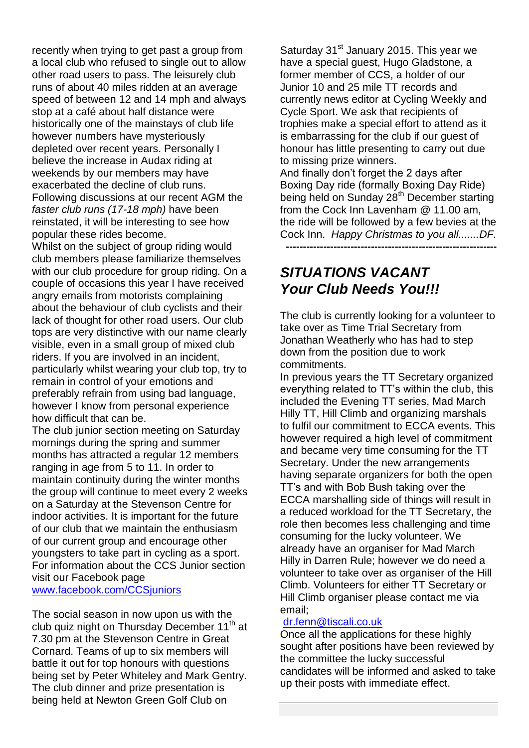recently when trying to get past a group from a local club who refused to single out to allow other road users to pass. The leisurely club runs of about 40 miles ridden at an average speed of between 12 and 14 mph and always stop at a café about half distance were historically one of the mainstays of club life however numbers have mysteriously depleted over recent years. Personally I believe the increase in Audax riding at weekends by our members may have exacerbated the decline of club runs. Following discussions at our recent AGM the *faster club runs (17-18 mph)* have been reinstated, it will be interesting to see how popular these rides become.

Whilst on the subject of group riding would club members please familiarize themselves with our club procedure for group riding. On a couple of occasions this year I have received angry emails from motorists complaining about the behaviour of club cyclists and their lack of thought for other road users. Our club tops are very distinctive with our name clearly visible, even in a small group of mixed club riders. If you are involved in an incident, particularly whilst wearing your club top, try to remain in control of your emotions and preferably refrain from using bad language, however I know from personal experience how difficult that can be.

The club junior section meeting on Saturday mornings during the spring and summer months has attracted a regular 12 members ranging in age from 5 to 11. In order to maintain continuity during the winter months the group will continue to meet every 2 weeks on a Saturday at the Stevenson Centre for indoor activities. It is important for the future of our club that we maintain the enthusiasm of our current group and encourage other youngsters to take part in cycling as a sport. For information about the CCS Junior section visit our Facebook page [www.facebook.com/CCSjuniors](www.facebook.com/CCSjuniors)

The social season in now upon us with the club quiz night on Thursday December 11th at 7.30 pm at the Stevenson Centre in Great Cornard. Teams of up to six members will battle it out for top honours with questions being set by Peter Whiteley and Mark Gentry. The club dinner and prize presentation is being held at Newton Green Golf Club on Saturday 31st January 2015. This year we have a special guest, Hugo Gladstone, a former member of CCS, a holder of our Junior 10 and 25 mile TT records and currently news editor at Cycling Weekly and Cycle Sport. We ask that recipients of trophies make a special effort to attend as it is embarrassing for the club if our guest of honour has little presenting to carry out due to missing prize winners.

And finally don't forget the 2 days after Boxing Day ride (formally Boxing Day Ride) being held on Sunday 28th December starting from the Cock Inn Lavenham @ 11.00 am, the ride will be followed by a few bevies at the Cock Inn. *Happy Christmas to you all.......DF.*

---

## *SITUATIONS VACANT*
## *Your Club Needs You!!!*

The club is currently looking for a volunteer to take over as Time Trial Secretary from Jonathan Weatherly who has had to step down from the position due to work commitments.

In previous years the TT Secretary organized everything related to TT's within the club, this included the Evening TT series, Mad March Hilly TT, Hill Climb and organizing marshals to fulfil our commitment to ECCA events. This however required a high level of commitment and became very time consuming for the TT Secretary. Under the new arrangements having separate organizers for both the open TT's and with Bob Bush taking over the ECCA marshalling side of things will result in a reduced workload for the TT Secretary, the role then becomes less challenging and time consuming for the lucky volunteer. We already have an organiser for Mad March Hilly in Darren Rule; however we do need a volunteer to take over as organiser of the Hill Climb. Volunteers for either TT Secretary or Hill Climb organiser please contact me via email;

[dr.fenn@tiscali.co.uk](mailto:dr.fenn@tiscali.co.uk)

Once all the applications for these highly sought after positions have been reviewed by the committee the lucky successful candidates will be informed and asked to take up their posts with immediate effect.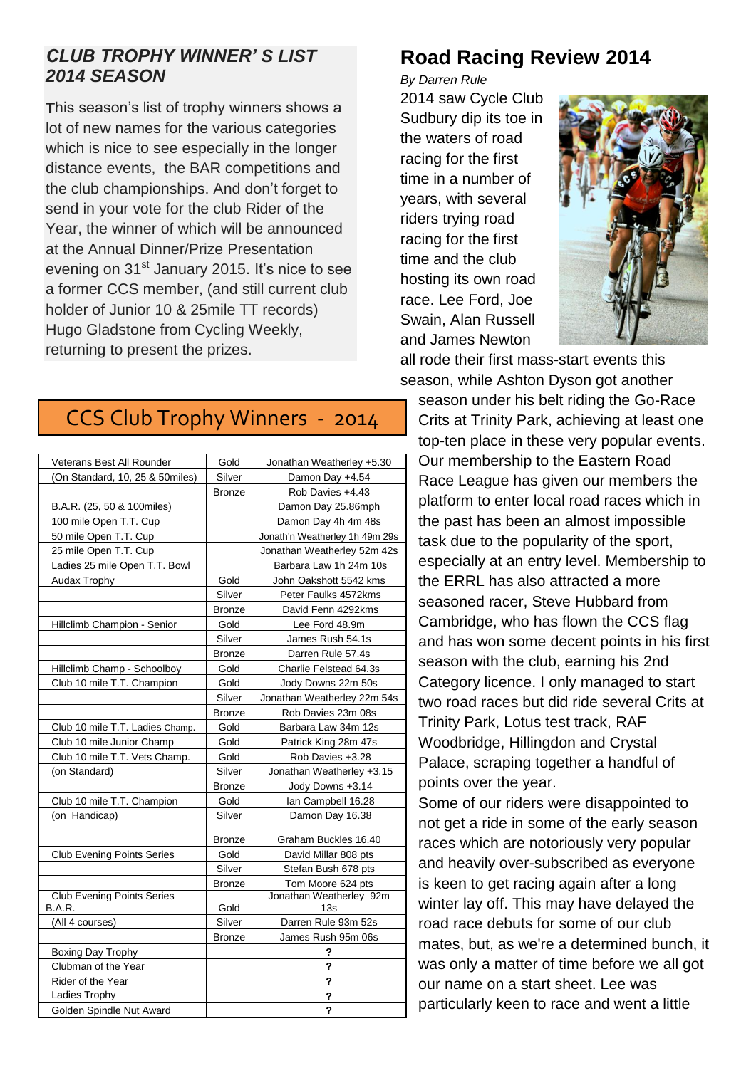## CLUB TROPHY WINNER'S LIST 2014 SEASON

This season's list of trophy winners shows a lot of new names for the various categories which is nice to see especially in the longer distance events, the BAR competitions and the club championships. And don't forget to send in your vote for the club Rider of the Year, the winner of which will be announced at the Annual Dinner/Prize Presentation evening on 31st January 2015. It's nice to see a former CCS member, (and still current club holder of Junior 10 & 25mile TT records) Hugo Gladstone from Cycling Weekly, returning to present the prizes.

## CCS Club Trophy Winners - 2014

| Category | Medal | Winner |
|---|---|---|
| Veterans Best All Rounder | Gold | Jonathan Weatherley +5.30 |
| (On Standard, 10, 25 & 50miles) | Silver | Damon Day +4.54 |
| | Bronze | Rob Davies +4.43 |
| B.A.R. (25, 50 & 100miles) | | Damon Day 25.86mph |
| 100 mile Open T.T. Cup | | Damon Day 4h 4m 48s |
| 50 mile Open T.T. Cup | | Jonath'n Weatherley 1h 49m 29s |
| 25 mile Open T.T. Cup | | Jonathan Weatherley 52m 42s |
| Ladies 25 mile Open T.T. Bowl | | Barbara Law 1h 24m 10s |
| Audax Trophy | Gold | John Oakshott 5542 kms |
| | Silver | Peter Faulks 4572kms |
| | Bronze | David Fenn 4292kms |
| Hillclimb Champion - Senior | Gold | Lee Ford 48.9m |
| | Silver | James Rush 54.1s |
| | Bronze | Darren Rule 57.4s |
| Hillclimb Champ - Schoolboy | Gold | Charlie Felstead 64.3s |
| Club 10 mile T.T. Champion | Gold | Jody Downs 22m 50s |
| | Silver | Jonathan Weatherley 22m 54s |
| | Bronze | Rob Davies 23m 08s |
| Club 10 mile T.T. Ladies Champ. | Gold | Barbara Law 34m 12s |
| Club 10 mile Junior Champ | Gold | Patrick King 28m 47s |
| Club 10 mile T.T. Vets Champ. | Gold | Rob Davies +3.28 |
| (on Standard) | Silver | Jonathan Weatherley +3.15 |
| | Bronze | Jody Downs +3.14 |
| Club 10 mile T.T. Champion | Gold | Ian Campbell 16.28 |
| (on Handicap) | Silver | Damon Day 16.38 |
| | Bronze | Graham Buckles 16.40 |
| Club Evening Points Series | Gold | David Millar 808 pts |
| | Silver | Stefan Bush 678 pts |
| | Bronze | Tom Moore 624 pts |
| Club Evening Points Series B.A.R. | Gold | Jonathan Weatherley 92m 13s |
| (All 4 courses) | Silver | Darren Rule 93m 52s |
| | Bronze | James Rush 95m 06s |
| Boxing Day Trophy | | ? |
| Clubman of the Year | | ? |
| Rider of the Year | | ? |
| Ladies Trophy | | ? |
| Golden Spindle Nut Award | | ? |

## Road Racing Review 2014

*By Darren Rule*

2014 saw Cycle Club Sudbury dip its toe in the waters of road racing for the first time in a number of years, with several riders trying road racing for the first time and the club hosting its own road race. Lee Ford, Joe Swain, Alan Russell and James Newton all rode their first mass-start events this season, while Ashton Dyson got another season under his belt riding the Go-Race Crits at Trinity Park, achieving at least one top-ten place in these very popular events. Our membership to the Eastern Road Race League has given our members the platform to enter local road races which in the past has been an almost impossible task due to the popularity of the sport, especially at an entry level. Membership to the ERRL has also attracted a more seasoned racer, Steve Hubbard from Cambridge, who has flown the CCS flag and has won some decent points in his first season with the club, earning his 2nd Category licence. I only managed to start two road races but did ride several Crits at Trinity Park, Lotus test track, RAF Woodbridge, Hillingdon and Crystal Palace, scraping together a handful of points over the year.

Some of our riders were disappointed to not get a ride in some of the early season races which are notoriously very popular and heavily over-subscribed as everyone is keen to get racing again after a long winter lay off. This may have delayed the road race debuts for some of our club mates, but, as we're a determined bunch, it was only a matter of time before we all got our name on a start sheet. Lee was particularly keen to race and went a little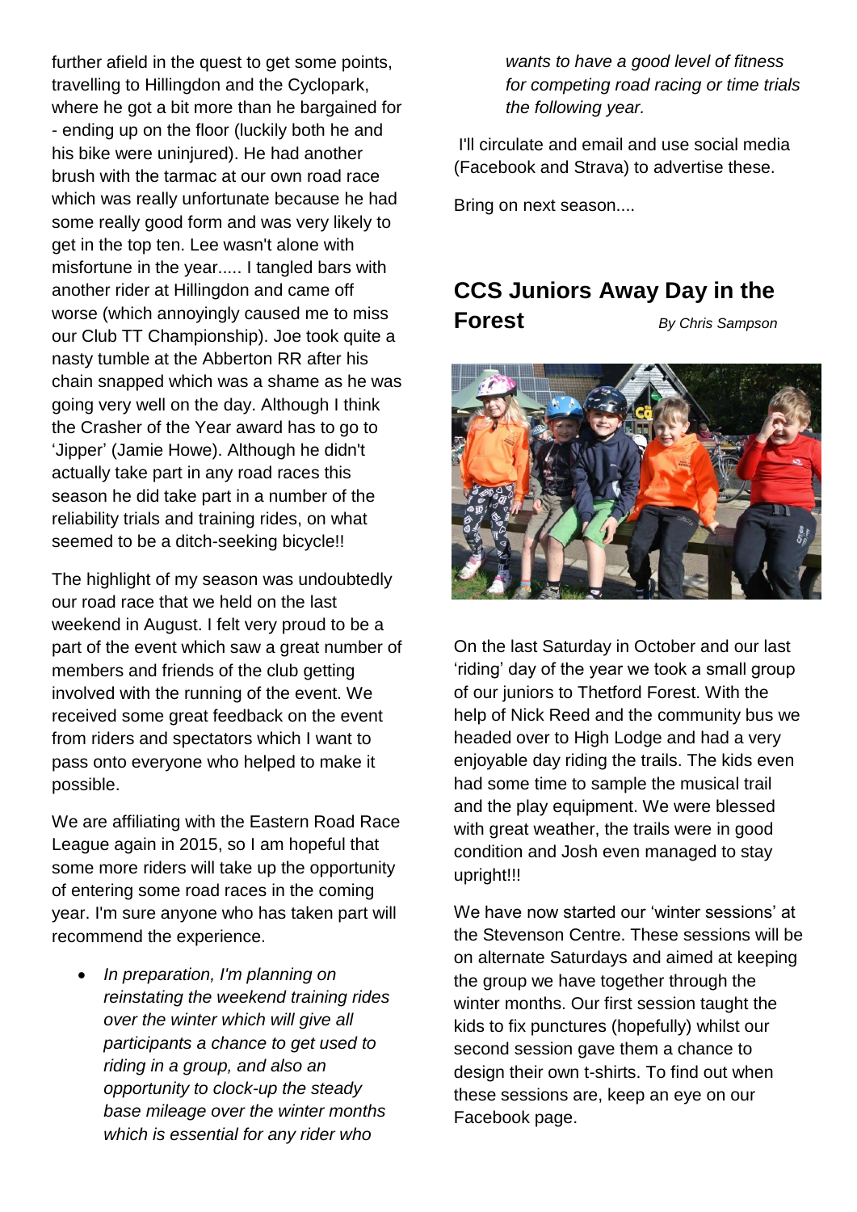further afield in the quest to get some points, travelling to Hillingdon and the Cyclopark, where he got a bit more than he bargained for - ending up on the floor (luckily both he and his bike were uninjured). He had another brush with the tarmac at our own road race which was really unfortunate because he had some really good form and was very likely to get in the top ten. Lee wasn't alone with misfortune in the year..... I tangled bars with another rider at Hillingdon and came off worse (which annoyingly caused me to miss our Club TT Championship). Joe took quite a nasty tumble at the Abberton RR after his chain snapped which was a shame as he was going very well on the day. Although I think the Crasher of the Year award has to go to 'Jipper' (Jamie Howe). Although he didn't actually take part in any road races this season he did take part in a number of the reliability trials and training rides, on what seemed to be a ditch-seeking bicycle!!

The highlight of my season was undoubtedly our road race that we held on the last weekend in August. I felt very proud to be a part of the event which saw a great number of members and friends of the club getting involved with the running of the event. We received some great feedback on the event from riders and spectators which I want to pass onto everyone who helped to make it possible.

We are affiliating with the Eastern Road Race League again in 2015, so I am hopeful that some more riders will take up the opportunity of entering some road races in the coming year. I'm sure anyone who has taken part will recommend the experience.

- *In preparation, I'm planning on reinstating the weekend training rides over the winter which will give all participants a chance to get used to riding in a group, and also an opportunity to clock-up the steady base mileage over the winter months which is essential for any rider who wants to have a good level of fitness for competing road racing or time trials the following year.*

I'll circulate and email and use social media (Facebook and Strava) to advertise these.

Bring on next season....

## CCS Juniors Away Day in the Forest

*By Chris Sampson*

On the last Saturday in October and our last 'riding' day of the year we took a small group of our juniors to Thetford Forest. With the help of Nick Reed and the community bus we headed over to High Lodge and had a very enjoyable day riding the trails. The kids even had some time to sample the musical trail and the play equipment. We were blessed with great weather, the trails were in good condition and Josh even managed to stay upright!!!

We have now started our 'winter sessions' at the Stevenson Centre. These sessions will be on alternate Saturdays and aimed at keeping the group we have together through the winter months. Our first session taught the kids to fix punctures (hopefully) whilst our second session gave them a chance to design their own t-shirts. To find out when these sessions are, keep an eye on our Facebook page.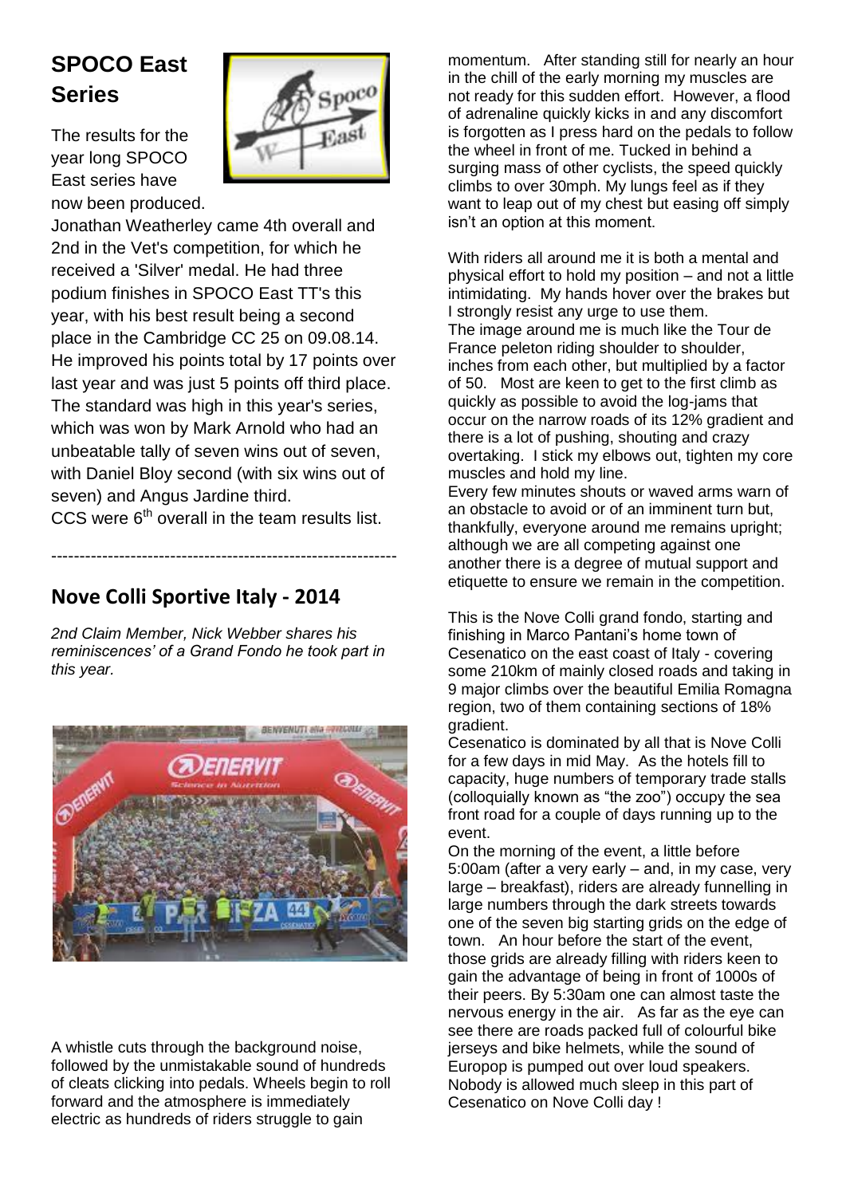## SPOCO East Series

The results for the year long SPOCO East series have now been produced.

Jonathan Weatherley came 4th overall and 2nd in the Vet's competition, for which he received a 'Silver' medal. He had three podium finishes in SPOCO East TT's this year, with his best result being a second place in the Cambridge CC 25 on 09.08.14. He improved his points total by 17 points over last year and was just 5 points off third place. The standard was high in this year's series, which was won by Mark Arnold who had an unbeatable tally of seven wins out of seven, with Daniel Bloy second (with six wins out of seven) and Angus Jardine third.

CCS were 6th overall in the team results list.

---

## Nove Colli Sportive Italy - 2014

*2nd Claim Member, Nick Webber shares his reminiscences' of a Grand Fondo he took part in this year.*

A whistle cuts through the background noise, followed by the unmistakable sound of hundreds of cleats clicking into pedals. Wheels begin to roll forward and the atmosphere is immediately electric as hundreds of riders struggle to gain momentum. After standing still for nearly an hour in the chill of the early morning my muscles are not ready for this sudden effort. However, a flood of adrenaline quickly kicks in and any discomfort is forgotten as I press hard on the pedals to follow the wheel in front of me. Tucked in behind a surging mass of other cyclists, the speed quickly climbs to over 30mph. My lungs feel as if they want to leap out of my chest but easing off simply isn't an option at this moment.

With riders all around me it is both a mental and physical effort to hold my position – and not a little intimidating. My hands hover over the brakes but I strongly resist any urge to use them.

The image around me is much like the Tour de France peleton riding shoulder to shoulder, inches from each other, but multiplied by a factor of 50. Most are keen to get to the first climb as quickly as possible to avoid the log-jams that occur on the narrow roads of its 12% gradient and there is a lot of pushing, shouting and crazy overtaking. I stick my elbows out, tighten my core muscles and hold my line.

Every few minutes shouts or waved arms warn of an obstacle to avoid or of an imminent turn but, thankfully, everyone around me remains upright; although we are all competing against one another there is a degree of mutual support and etiquette to ensure we remain in the competition.

This is the Nove Colli grand fondo, starting and finishing in Marco Pantani's home town of Cesenatico on the east coast of Italy - covering some 210km of mainly closed roads and taking in 9 major climbs over the beautiful Emilia Romagna region, two of them containing sections of 18% gradient.

Cesenatico is dominated by all that is Nove Colli for a few days in mid May. As the hotels fill to capacity, huge numbers of temporary trade stalls (colloquially known as "the zoo") occupy the sea front road for a couple of days running up to the event.

On the morning of the event, a little before 5:00am (after a very early – and, in my case, very large – breakfast), riders are already funnelling in large numbers through the dark streets towards one of the seven big starting grids on the edge of town. An hour before the start of the event, those grids are already filling with riders keen to gain the advantage of being in front of 1000s of their peers. By 5:30am one can almost taste the nervous energy in the air. As far as the eye can see there are roads packed full of colourful bike jerseys and bike helmets, while the sound of Europop is pumped out over loud speakers. Nobody is allowed much sleep in this part of Cesenatico on Nove Colli day !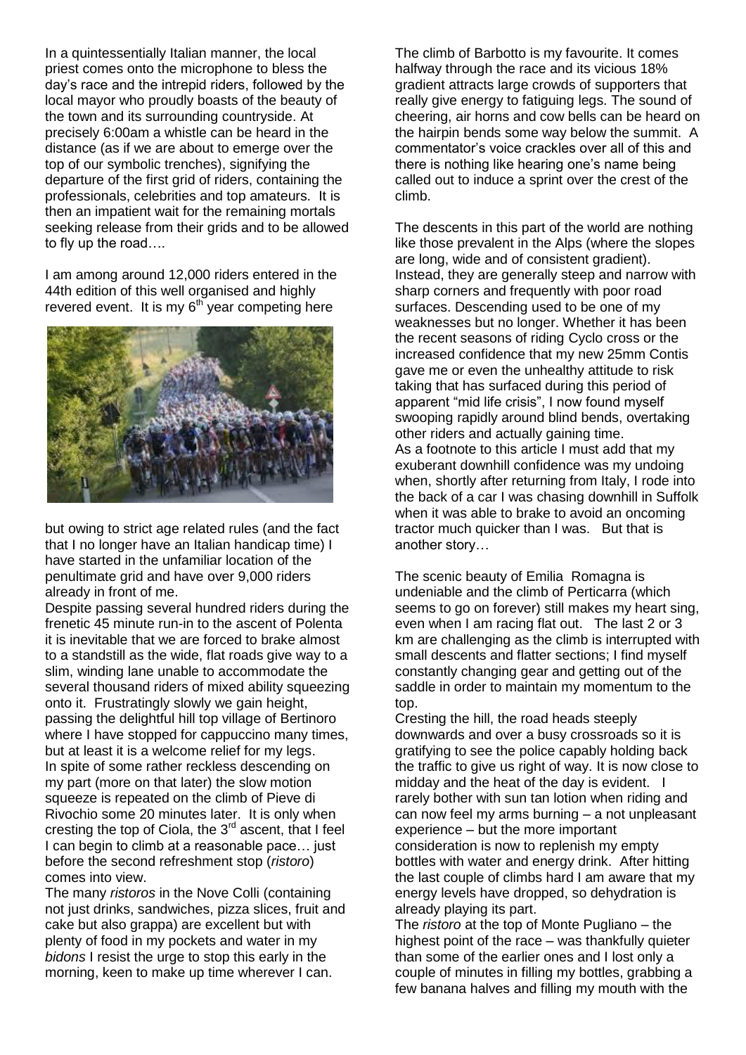In a quintessentially Italian manner, the local priest comes onto the microphone to bless the day's race and the intrepid riders, followed by the local mayor who proudly boasts of the beauty of the town and its surrounding countryside. At precisely 6:00am a whistle can be heard in the distance (as if we are about to emerge over the top of our symbolic trenches), signifying the departure of the first grid of riders, containing the professionals, celebrities and top amateurs. It is then an impatient wait for the remaining mortals seeking release from their grids and to be allowed to fly up the road….

I am among around 12,000 riders entered in the 44th edition of this well organised and highly revered event. It is my 6th year competing here but owing to strict age related rules (and the fact that I no longer have an Italian handicap time) I have started in the unfamiliar location of the penultimate grid and have over 9,000 riders already in front of me.

Despite passing several hundred riders during the frenetic 45 minute run-in to the ascent of Polenta it is inevitable that we are forced to brake almost to a standstill as the wide, flat roads give way to a slim, winding lane unable to accommodate the several thousand riders of mixed ability squeezing onto it. Frustratingly slowly we gain height, passing the delightful hill top village of Bertinoro where I have stopped for cappuccino many times, but at least it is a welcome relief for my legs. In spite of some rather reckless descending on my part (more on that later) the slow motion squeeze is repeated on the climb of Pieve di Rivochio some 20 minutes later. It is only when cresting the top of Ciola, the 3rd ascent, that I feel I can begin to climb at a reasonable pace… just before the second refreshment stop (*ristoro*) comes into view.

The many *ristoros* in the Nove Colli (containing not just drinks, sandwiches, pizza slices, fruit and cake but also grappa) are excellent but with plenty of food in my pockets and water in my *bidons* I resist the urge to stop this early in the morning, keen to make up time wherever I can.

The climb of Barbotto is my favourite. It comes halfway through the race and its vicious 18% gradient attracts large crowds of supporters that really give energy to fatiguing legs. The sound of cheering, air horns and cow bells can be heard on the hairpin bends some way below the summit. A commentator's voice crackles over all of this and there is nothing like hearing one's name being called out to induce a sprint over the crest of the climb.

The descents in this part of the world are nothing like those prevalent in the Alps (where the slopes are long, wide and of consistent gradient). Instead, they are generally steep and narrow with sharp corners and frequently with poor road surfaces. Descending used to be one of my weaknesses but no longer. Whether it has been the recent seasons of riding Cyclo cross or the increased confidence that my new 25mm Contis gave me or even the unhealthy attitude to risk taking that has surfaced during this period of apparent "mid life crisis", I now found myself swooping rapidly around blind bends, overtaking other riders and actually gaining time.

As a footnote to this article I must add that my exuberant downhill confidence was my undoing when, shortly after returning from Italy, I rode into the back of a car I was chasing downhill in Suffolk when it was able to brake to avoid an oncoming tractor much quicker than I was. But that is another story…

The scenic beauty of Emilia Romagna is undeniable and the climb of Perticarra (which seems to go on forever) still makes my heart sing, even when I am racing flat out. The last 2 or 3 km are challenging as the climb is interrupted with small descents and flatter sections; I find myself constantly changing gear and getting out of the saddle in order to maintain my momentum to the top.

Cresting the hill, the road heads steeply downwards and over a busy crossroads so it is gratifying to see the police capably holding back the traffic to give us right of way. It is now close to midday and the heat of the day is evident. I rarely bother with sun tan lotion when riding and can now feel my arms burning – a not unpleasant experience – but the more important consideration is now to replenish my empty bottles with water and energy drink. After hitting the last couple of climbs hard I am aware that my energy levels have dropped, so dehydration is already playing its part.

The *ristoro* at the top of Monte Pugliano – the highest point of the race – was thankfully quieter than some of the earlier ones and I lost only a couple of minutes in filling my bottles, grabbing a few banana halves and filling my mouth with the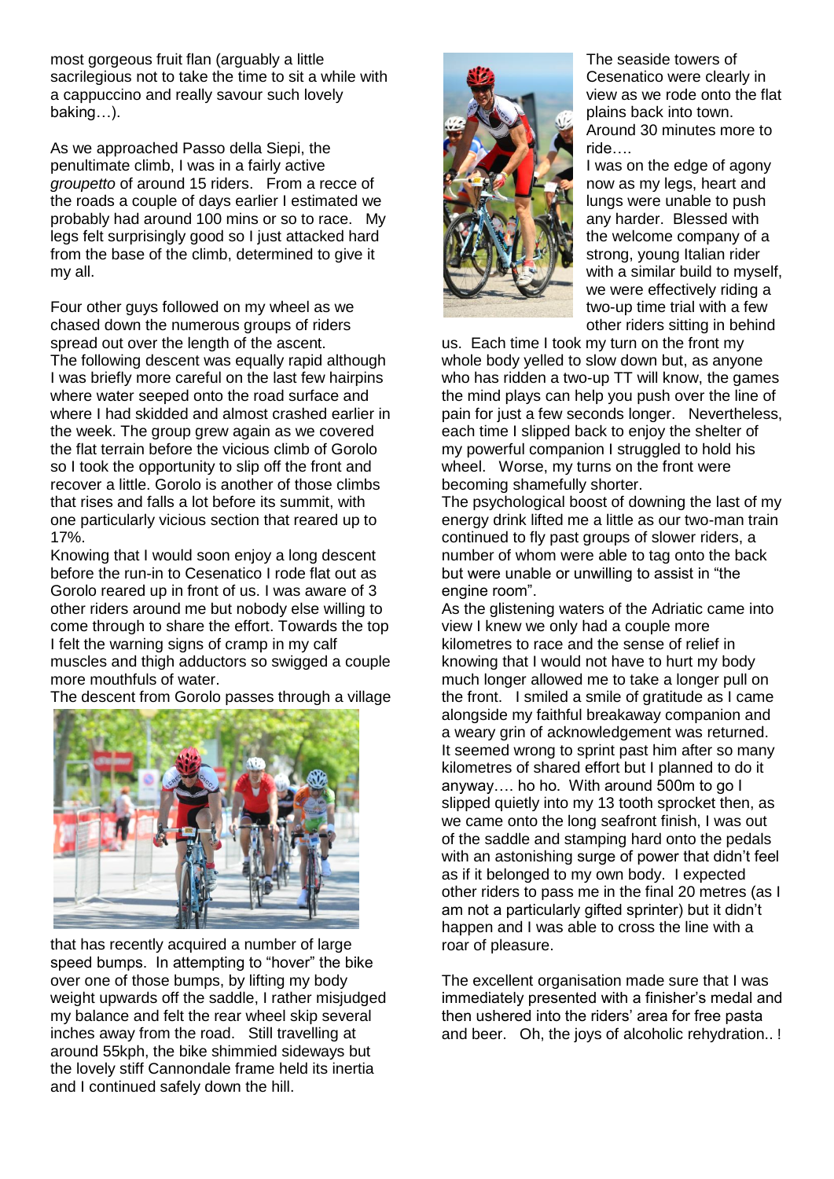most gorgeous fruit flan (arguably a little sacrilegious not to take the time to sit a while with a cappuccino and really savour such lovely baking…).

As we approached Passo della Siepi, the penultimate climb, I was in a fairly active *groupetto* of around 15 riders. From a recce of the roads a couple of days earlier I estimated we probably had around 100 mins or so to race. My legs felt surprisingly good so I just attacked hard from the base of the climb, determined to give it my all.

Four other guys followed on my wheel as we chased down the numerous groups of riders spread out over the length of the ascent. The following descent was equally rapid although I was briefly more careful on the last few hairpins where water seeped onto the road surface and where I had skidded and almost crashed earlier in the week. The group grew again as we covered the flat terrain before the vicious climb of Gorolo so I took the opportunity to slip off the front and recover a little. Gorolo is another of those climbs that rises and falls a lot before its summit, with one particularly vicious section that reared up to 17%.

Knowing that I would soon enjoy a long descent before the run-in to Cesenatico I rode flat out as Gorolo reared up in front of us. I was aware of 3 other riders around me but nobody else willing to come through to share the effort. Towards the top I felt the warning signs of cramp in my calf muscles and thigh adductors so swigged a couple more mouthfuls of water.

The descent from Gorolo passes through a village that has recently acquired a number of large speed bumps. In attempting to "hover" the bike over one of those bumps, by lifting my body weight upwards off the saddle, I rather misjudged my balance and felt the rear wheel skip several inches away from the road. Still travelling at around 55kph, the bike shimmied sideways but the lovely stiff Cannondale frame held its inertia and I continued safely down the hill.

The seaside towers of Cesenatico were clearly in view as we rode onto the flat plains back into town. Around 30 minutes more to ride….

I was on the edge of agony now as my legs, heart and lungs were unable to push any harder. Blessed with the welcome company of a strong, young Italian rider with a similar build to myself, we were effectively riding a two-up time trial with a few other riders sitting in behind us. Each time I took my turn on the front my whole body yelled to slow down but, as anyone who has ridden a two-up TT will know, the games the mind plays can help you push over the line of pain for just a few seconds longer. Nevertheless, each time I slipped back to enjoy the shelter of my powerful companion I struggled to hold his wheel. Worse, my turns on the front were becoming shamefully shorter.

The psychological boost of downing the last of my energy drink lifted me a little as our two-man train continued to fly past groups of slower riders, a number of whom were able to tag onto the back but were unable or unwilling to assist in "the engine room".

As the glistening waters of the Adriatic came into view I knew we only had a couple more kilometres to race and the sense of relief in knowing that I would not have to hurt my body much longer allowed me to take a longer pull on the front. I smiled a smile of gratitude as I came alongside my faithful breakaway companion and a weary grin of acknowledgement was returned. It seemed wrong to sprint past him after so many kilometres of shared effort but I planned to do it anyway…. ho ho. With around 500m to go I slipped quietly into my 13 tooth sprocket then, as we came onto the long seafront finish, I was out of the saddle and stamping hard onto the pedals with an astonishing surge of power that didn't feel as if it belonged to my own body. I expected other riders to pass me in the final 20 metres (as I am not a particularly gifted sprinter) but it didn't happen and I was able to cross the line with a roar of pleasure.

The excellent organisation made sure that I was immediately presented with a finisher's medal and then ushered into the riders' area for free pasta and beer. Oh, the joys of alcoholic rehydration.. !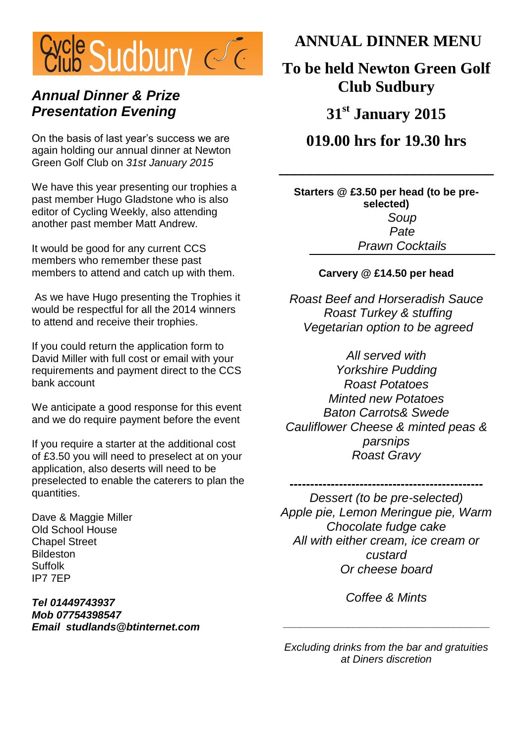# Cycle Club Sudbury

## *Annual Dinner & Prize Presentation Evening*

On the basis of last year's success we are again holding our annual dinner at Newton Green Golf Club on *31st January 2015*

We have this year presenting our trophies a past member Hugo Gladstone who is also editor of Cycling Weekly, also attending another past member Matt Andrew.

It would be good for any current CCS members who remember these past members to attend and catch up with them.

As we have Hugo presenting the Trophies it would be respectful for all the 2014 winners to attend and receive their trophies.

If you could return the application form to David Miller with full cost or email with your requirements and payment direct to the CCS bank account

We anticipate a good response for this event and we do require payment before the event

If you require a starter at the additional cost of £3.50 you will need to preselect at on your application, also deserts will need to be preselected to enable the caterers to plan the quantities.

Dave & Maggie Miller
Old School House
Chapel Street
Bildeston
Suffolk
IP7 7EP

***Tel 01449743937***
***Mob 07754398547***
***Email studlands@btinternet.com***

# ANNUAL DINNER MENU

## To be held Newton Green Golf Club Sudbury

## 31st January 2015

## 019.00 hrs for 19.30 hrs

---

**Starters @ £3.50 per head (to be pre-selected)**

*Soup*
*Pate*
*Prawn Cocktails*

---

**Carvery @ £14.50 per head**

*Roast Beef and Horseradish Sauce*
*Roast Turkey & stuffing*
*Vegetarian option to be agreed*

*All served with*
*Yorkshire Pudding*
*Roast Potatoes*
*Minted new Potatoes*
*Baton Carrots& Swede*
*Cauliflower Cheese & minted peas & parsnips*
*Roast Gravy*

-----------------------------------------------

*Dessert (to be pre-selected)*
*Apple pie, Lemon Meringue pie, Warm Chocolate fudge cake*
*All with either cream, ice cream or custard*
*Or cheese board*

*Coffee & Mints*

---

*Excluding drinks from the bar and gratuities at Diners discretion*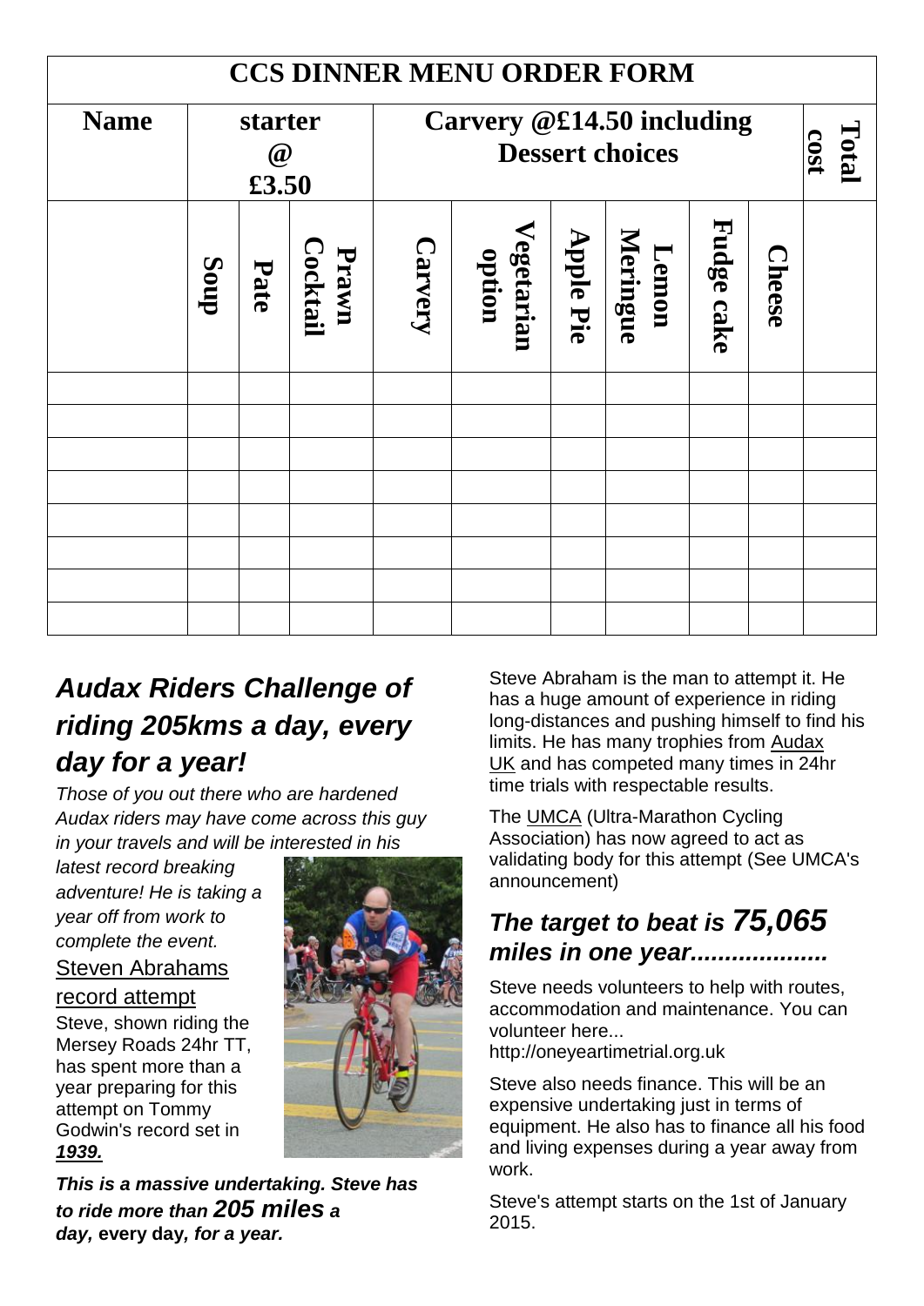| CCS DINNER MENU ORDER FORM | | | | | | | | | | |
|---|---|---|---|---|---|---|---|---|---|---|
| **Name** | **starter @ £3.50** | | | **Carvery @£14.50 including Dessert choices** | | | | | | **Total cost** |
| | **Soup** | **Pate** | **Prawn Cocktail** | **Carvery** | **Vegetarian option** | **Apple Pie** | **Lemon Meringue** | **Fudge cake** | **Cheese** | |
| | | | | | | | | | | |
| | | | | | | | | | | |
| | | | | | | | | | | |
| | | | | | | | | | | |
| | | | | | | | | | | |
| | | | | | | | | | | |
| | | | | | | | | | | |
| | | | | | | | | | | |

## *Audax Riders Challenge of riding 205kms a day, every day for a year!*

*Those of you out there who are hardened Audax riders may have come across this guy in your travels and will be interested in his latest record breaking adventure! He is taking a year off from work to complete the event.*

Steven Abrahams record attempt

Steve, shown riding the Mersey Roads 24hr TT, has spent more than a year preparing for this attempt on Tommy Godwin's record set in ***1939.***

***This is a massive undertaking. Steve has to ride more than 205 miles a day,*** **every day*****, for a year.***

Steve Abraham is the man to attempt it. He has a huge amount of experience in riding long-distances and pushing himself to find his limits. He has many trophies from Audax UK and has competed many times in 24hr time trials with respectable results.

The UMCA (Ultra-Marathon Cycling Association) has now agreed to act as validating body for this attempt (See UMCA's announcement)

### *The target to beat is 75,065 miles in one year...................*

Steve needs volunteers to help with routes, accommodation and maintenance. You can volunteer here...
http://oneyeartimetrial.org.uk

Steve also needs finance. This will be an expensive undertaking just in terms of equipment. He also has to finance all his food and living expenses during a year away from work.

Steve's attempt starts on the 1st of January 2015.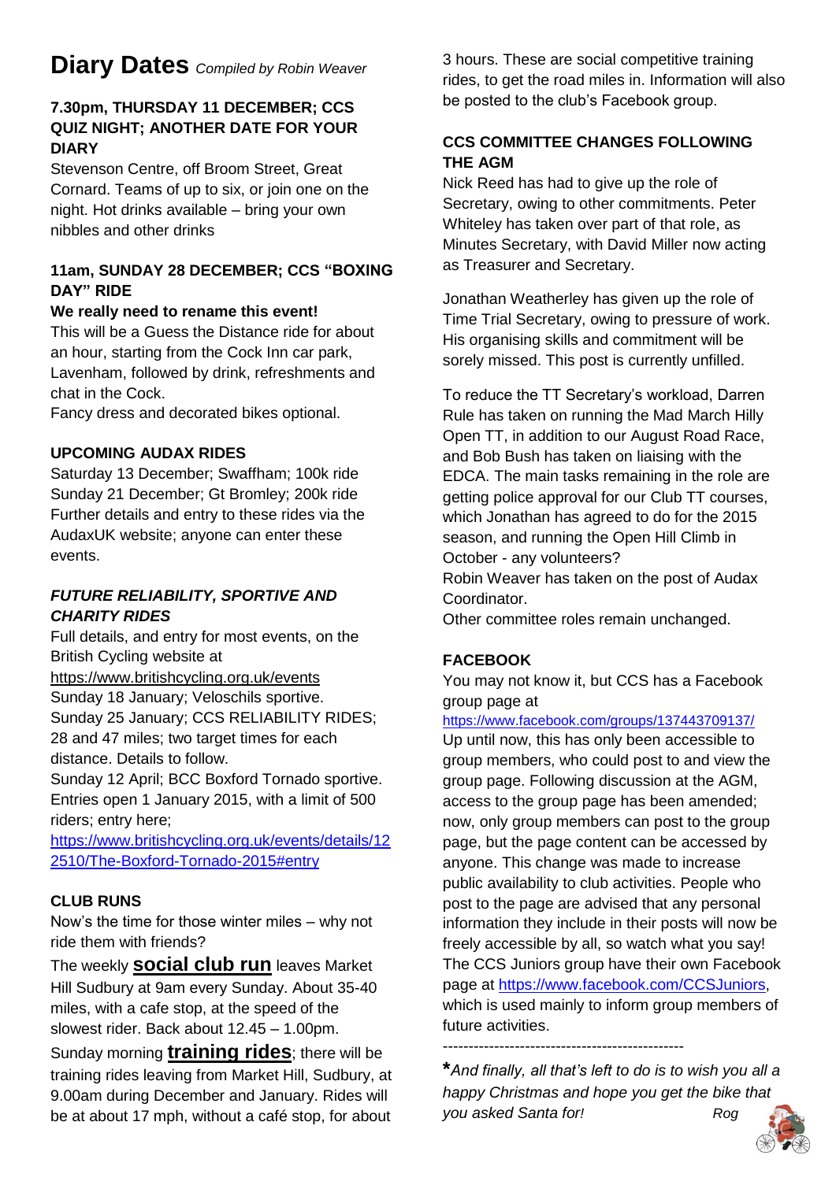# Diary Dates *Compiled by Robin Weaver*

### 7.30pm, THURSDAY 11 DECEMBER; CCS QUIZ NIGHT; ANOTHER DATE FOR YOUR DIARY

Stevenson Centre, off Broom Street, Great Cornard. Teams of up to six, or join one on the night. Hot drinks available – bring your own nibbles and other drinks

### 11am, SUNDAY 28 DECEMBER; CCS "BOXING DAY" RIDE

**We really need to rename this event!**

This will be a Guess the Distance ride for about an hour, starting from the Cock Inn car park, Lavenham, followed by drink, refreshments and chat in the Cock.

Fancy dress and decorated bikes optional.

### UPCOMING AUDAX RIDES

Saturday 13 December; Swaffham; 100k ride
Sunday 21 December; Gt Bromley; 200k ride
Further details and entry to these rides via the AudaxUK website; anyone can enter these events.

### *FUTURE RELIABILITY, SPORTIVE AND CHARITY RIDES*

Full details, and entry for most events, on the British Cycling website at https://www.britishcycling.org.uk/events
Sunday 18 January; Veloschils sportive.
Sunday 25 January; CCS RELIABILITY RIDES; 28 and 47 miles; two target times for each distance. Details to follow.
Sunday 12 April; BCC Boxford Tornado sportive. Entries open 1 January 2015, with a limit of 500 riders; entry here;
https://www.britishcycling.org.uk/events/details/122510/The-Boxford-Tornado-2015#entry

### CLUB RUNS

Now's the time for those winter miles – why not ride them with friends?

The weekly **social club run** leaves Market Hill Sudbury at 9am every Sunday. About 35-40 miles, with a cafe stop, at the speed of the slowest rider. Back about 12.45 – 1.00pm.

Sunday morning **training rides**; there will be training rides leaving from Market Hill, Sudbury, at 9.00am during December and January. Rides will be at about 17 mph, without a café stop, for about 3 hours. These are social competitive training rides, to get the road miles in. Information will also be posted to the club's Facebook group.

### CCS COMMITTEE CHANGES FOLLOWING THE AGM

Nick Reed has had to give up the role of Secretary, owing to other commitments. Peter Whiteley has taken over part of that role, as Minutes Secretary, with David Miller now acting as Treasurer and Secretary.

Jonathan Weatherley has given up the role of Time Trial Secretary, owing to pressure of work. His organising skills and commitment will be sorely missed. This post is currently unfilled.

To reduce the TT Secretary's workload, Darren Rule has taken on running the Mad March Hilly Open TT, in addition to our August Road Race, and Bob Bush has taken on liaising with the EDCA. The main tasks remaining in the role are getting police approval for our Club TT courses, which Jonathan has agreed to do for the 2015 season, and running the Open Hill Climb in October - any volunteers?
Robin Weaver has taken on the post of Audax Coordinator.
Other committee roles remain unchanged.

### FACEBOOK

You may not know it, but CCS has a Facebook group page at
https://www.facebook.com/groups/137443709137/
Up until now, this has only been accessible to group members, who could post to and view the group page. Following discussion at the AGM, access to the group page has been amended; now, only group members can post to the group page, but the page content can be accessed by anyone. This change was made to increase public availability to club activities. People who post to the page are advised that any personal information they include in their posts will now be freely accessible by all, so watch what you say!
The CCS Juniors group have their own Facebook page at https://www.facebook.com/CCSJuniors, which is used mainly to inform group members of future activities.

------------------------------------------------

***And finally, all that's left to do is to wish you all a happy Christmas and hope you get the bike that you asked Santa for!* *Rog***